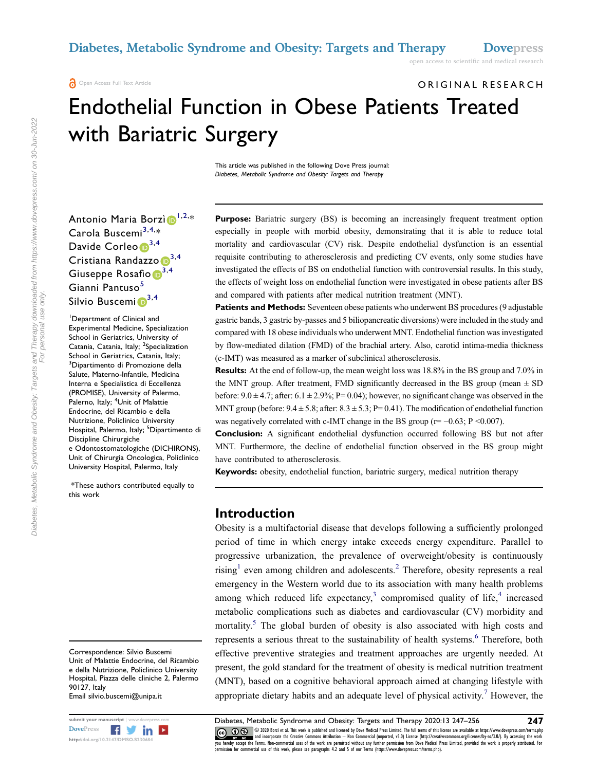ORIGINAL RESEARCH

# Endothelial Function in Obese Patients Treated with Bariatric Surgery

This article was published in the following Dove Press journal:
*Diabetes, Metabolic Syndrome and Obesity: Targets and Therapy*

Antonio Maria Borzì[1,2,*]
Carola Buscemi[3,4,*]
Davide Corleo[3,4]
Cristiana Randazzo[3,4]
Giuseppe Rosafio[3,4]
Gianni Pantuso[5]
Silvio Buscemi[3,4]

[1]Department of Clinical and Experimental Medicine, Specialization School in Geriatrics, University of Catania, Catania, Italy; [2]Specialization School in Geriatrics, Catania, Italy; [3]Dipartimento di Promozione della Salute, Materno-Infantile, Medicina Interna e Specialistica di Eccellenza (PROMISE), University of Palermo, Palerno, Italy; [4]Unit of Malattie Endocrine, del Ricambio e della Nutrizione, Policlinico University Hospital, Palermo, Italy; [5]Dipartimento di Discipline Chirurgiche e Odontostomatologiche (DICHIRONS), Unit of Chirurgia Oncologica, Policlinico University Hospital, Palermo, Italy

*These authors contributed equally to this work

Correspondence: Silvio Buscemi
Unit of Malattie Endocrine, del Ricambio e della Nutrizione, Policlinico University Hospital, Piazza delle cliniche 2, Palermo 90127, Italy
Email silvio.buscemi@unipa.it

**Purpose:** Bariatric surgery (BS) is becoming an increasingly frequent treatment option especially in people with morbid obesity, demonstrating that it is able to reduce total mortality and cardiovascular (CV) risk. Despite endothelial dysfunction is an essential requisite contributing to atherosclerosis and predicting CV events, only some studies have investigated the effects of BS on endothelial function with controversial results. In this study, the effects of weight loss on endothelial function were investigated in obese patients after BS and compared with patients after medical nutrition treatment (MNT).

**Patients and Methods:** Seventeen obese patients who underwent BS procedures (9 adjustable gastric bands, 3 gastric by-passes and 5 biliopancreatic diversions) were included in the study and compared with 18 obese individuals who underwent MNT. Endothelial function was investigated by flow-mediated dilation (FMD) of the brachial artery. Also, carotid intima-media thickness (c-IMT) was measured as a marker of subclinical atherosclerosis.

**Results:** At the end of follow-up, the mean weight loss was 18.8% in the BS group and 7.0% in the MNT group. After treatment, FMD significantly decreased in the BS group (mean ± SD before: 9.0 ± 4.7; after: 6.1 ± 2.9%; P= 0.04); however, no significant change was observed in the MNT group (before: 9.4 ± 5.8; after: 8.3 ± 5.3; P= 0.41). The modification of endothelial function was negatively correlated with c-IMT change in the BS group (r= −0.63; P <0.007).

**Conclusion:** A significant endothelial dysfunction occurred following BS but not after MNT. Furthermore, the decline of endothelial function observed in the BS group might have contributed to atherosclerosis.

**Keywords:** obesity, endothelial function, bariatric surgery, medical nutrition therapy

## Introduction

Obesity is a multifactorial disease that develops following a sufficiently prolonged period of time in which energy intake exceeds energy expenditure. Parallel to progressive urbanization, the prevalence of overweight/obesity is continuously rising[1] even among children and adolescents.[2] Therefore, obesity represents a real emergency in the Western world due to its association with many health problems among which reduced life expectancy,[3] compromised quality of life,[4] increased metabolic complications such as diabetes and cardiovascular (CV) morbidity and mortality.[5] The global burden of obesity is also associated with high costs and represents a serious threat to the sustainability of health systems.[6] Therefore, both effective preventive strategies and treatment approaches are urgently needed. At present, the gold standard for the treatment of obesity is medical nutrition treatment (MNT), based on a cognitive behavioral approach aimed at changing lifestyle with appropriate dietary habits and an adequate level of physical activity.[7] However, the

© 2020 Borzì et al. This work is published and licensed by Dove Medical Press Limited. The full terms of this license are available at https://www.dovepress.com/terms.php and incorporate the Creative Commons Attribution – Non Commercial (unported, v3.0) License (http://creativecommons.org/licenses/by-nc/3.0/). By accessing the work you hereby accept the Terms. Non-commercial uses of the work are permitted without any further permission from Dove Medical Press Limited, provided the work is properly attributed. For permission for commercial use of this work, please see paragraphs 4.2 and 5 of our Terms (https://www.dovepress.com/terms.php).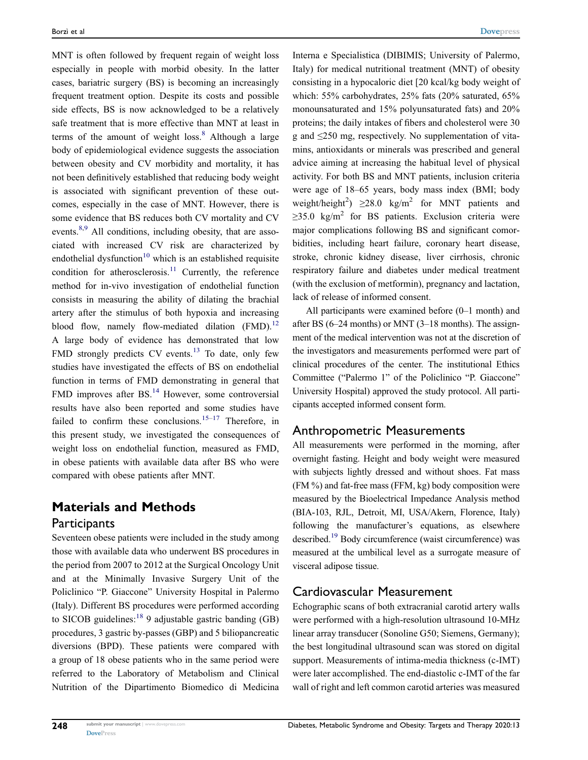MNT is often followed by frequent regain of weight loss especially in people with morbid obesity. In the latter cases, bariatric surgery (BS) is becoming an increasingly frequent treatment option. Despite its costs and possible side effects, BS is now acknowledged to be a relatively safe treatment that is more effective than MNT at least in terms of the amount of weight loss.[8] Although a large body of epidemiological evidence suggests the association between obesity and CV morbidity and mortality, it has not been definitively established that reducing body weight is associated with significant prevention of these outcomes, especially in the case of MNT. However, there is some evidence that BS reduces both CV mortality and CV events.[8,9] All conditions, including obesity, that are associated with increased CV risk are characterized by endothelial dysfunction[10] which is an established requisite condition for atherosclerosis.[11] Currently, the reference method for in-vivo investigation of endothelial function consists in measuring the ability of dilating the brachial artery after the stimulus of both hypoxia and increasing blood flow, namely flow-mediated dilation (FMD).[12] A large body of evidence has demonstrated that low FMD strongly predicts CV events.[13] To date, only few studies have investigated the effects of BS on endothelial function in terms of FMD demonstrating in general that FMD improves after BS.[14] However, some controversial results have also been reported and some studies have failed to confirm these conclusions.[15–17] Therefore, in this present study, we investigated the consequences of weight loss on endothelial function, measured as FMD, in obese patients with available data after BS who were compared with obese patients after MNT.

## Materials and Methods

### Participants

Seventeen obese patients were included in the study among those with available data who underwent BS procedures in the period from 2007 to 2012 at the Surgical Oncology Unit and at the Minimally Invasive Surgery Unit of the Policlinico "P. Giaccone" University Hospital in Palermo (Italy). Different BS procedures were performed according to SICOB guidelines:[18] 9 adjustable gastric banding (GB) procedures, 3 gastric by-passes (GBP) and 5 biliopancreatic diversions (BPD). These patients were compared with a group of 18 obese patients who in the same period were referred to the Laboratory of Metabolism and Clinical Nutrition of the Dipartimento Biomedico di Medicina Interna e Specialistica (DIBIMIS; University of Palermo, Italy) for medical nutritional treatment (MNT) of obesity consisting in a hypocaloric diet [20 kcal/kg body weight of which: 55% carbohydrates, 25% fats (20% saturated, 65% monounsaturated and 15% polyunsaturated fats) and 20% proteins; the daily intakes of fibers and cholesterol were 30 g and ≤250 mg, respectively. No supplementation of vitamins, antioxidants or minerals was prescribed and general advice aiming at increasing the habitual level of physical activity. For both BS and MNT patients, inclusion criteria were age of 18–65 years, body mass index (BMI; body weight/height$^2$) ≥28.0 kg/m$^2$ for MNT patients and ≥35.0 kg/m$^2$ for BS patients. Exclusion criteria were major complications following BS and significant comorbidities, including heart failure, coronary heart disease, stroke, chronic kidney disease, liver cirrhosis, chronic respiratory failure and diabetes under medical treatment (with the exclusion of metformin), pregnancy and lactation, lack of release of informed consent.

All participants were examined before (0–1 month) and after BS (6–24 months) or MNT (3–18 months). The assignment of the medical intervention was not at the discretion of the investigators and measurements performed were part of clinical procedures of the center. The institutional Ethics Committee ("Palermo 1" of the Policlinico "P. Giaccone" University Hospital) approved the study protocol. All participants accepted informed consent form.

### Anthropometric Measurements

All measurements were performed in the morning, after overnight fasting. Height and body weight were measured with subjects lightly dressed and without shoes. Fat mass (FM %) and fat-free mass (FFM, kg) body composition were measured by the Bioelectrical Impedance Analysis method (BIA-103, RJL, Detroit, MI, USA/Akern, Florence, Italy) following the manufacturer's equations, as elsewhere described.[19] Body circumference (waist circumference) was measured at the umbilical level as a surrogate measure of visceral adipose tissue.

### Cardiovascular Measurement

Echographic scans of both extracranial carotid artery walls were performed with a high-resolution ultrasound 10-MHz linear array transducer (Sonoline G50; Siemens, Germany); the best longitudinal ultrasound scan was stored on digital support. Measurements of intima-media thickness (c-IMT) were later accomplished. The end-diastolic c-IMT of the far wall of right and left common carotid arteries was measured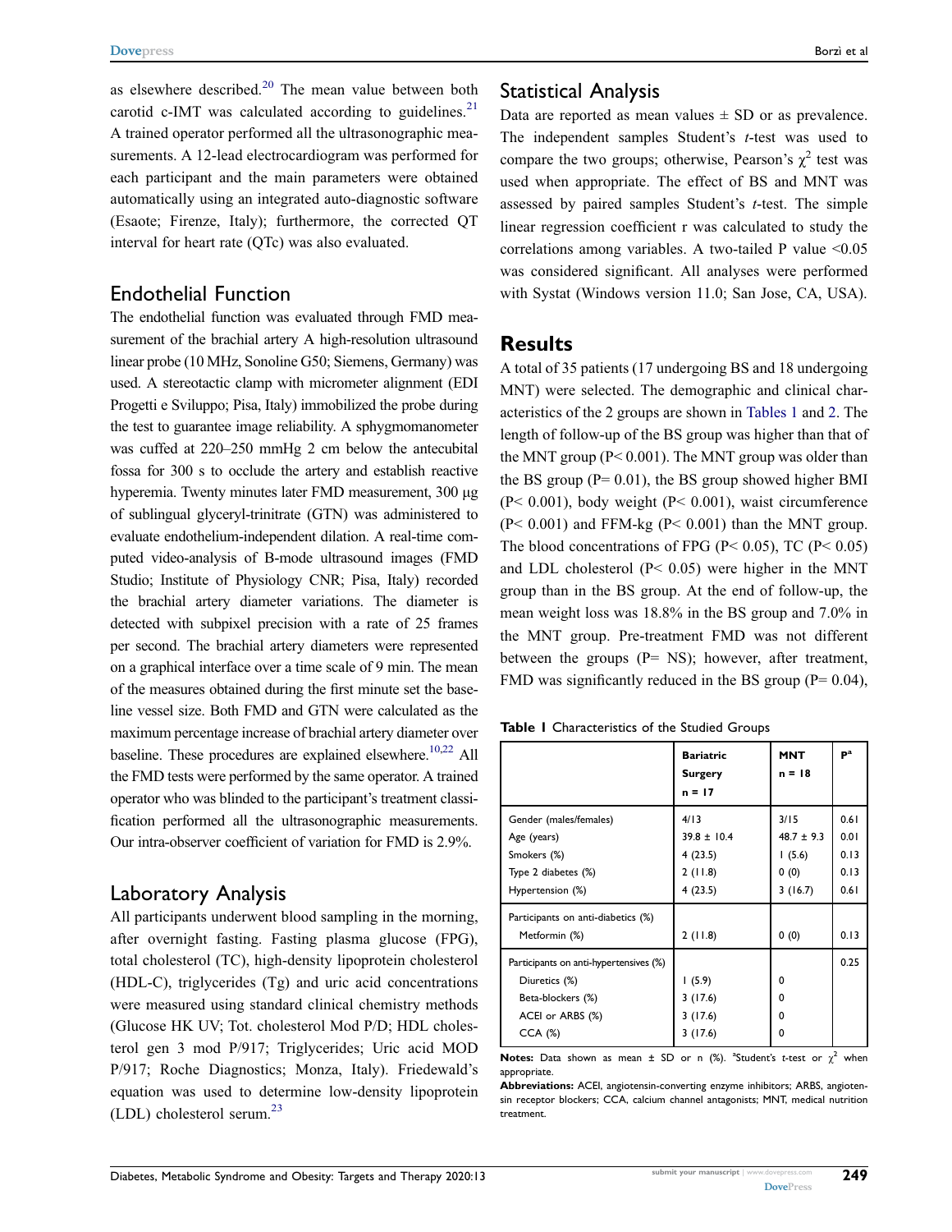as elsewhere described.[20] The mean value between both carotid c-IMT was calculated according to guidelines.[21] A trained operator performed all the ultrasonographic measurements. A 12-lead electrocardiogram was performed for each participant and the main parameters were obtained automatically using an integrated auto-diagnostic software (Esaote; Firenze, Italy); furthermore, the corrected QT interval for heart rate (QTc) was also evaluated.

## Endothelial Function

The endothelial function was evaluated through FMD measurement of the brachial artery A high-resolution ultrasound linear probe (10 MHz, Sonoline G50; Siemens, Germany) was used. A stereotactic clamp with micrometer alignment (EDI Progetti e Sviluppo; Pisa, Italy) immobilized the probe during the test to guarantee image reliability. A sphygmomanometer was cuffed at 220–250 mmHg 2 cm below the antecubital fossa for 300 s to occlude the artery and establish reactive hyperemia. Twenty minutes later FMD measurement, 300 μg of sublingual glyceryl-trinitrate (GTN) was administered to evaluate endothelium-independent dilation. A real-time computed video-analysis of B-mode ultrasound images (FMD Studio; Institute of Physiology CNR; Pisa, Italy) recorded the brachial artery diameter variations. The diameter is detected with subpixel precision with a rate of 25 frames per second. The brachial artery diameters were represented on a graphical interface over a time scale of 9 min. The mean of the measures obtained during the first minute set the baseline vessel size. Both FMD and GTN were calculated as the maximum percentage increase of brachial artery diameter over baseline. These procedures are explained elsewhere.[10,22] All the FMD tests were performed by the same operator. A trained operator who was blinded to the participant's treatment classification performed all the ultrasonographic measurements. Our intra-observer coefficient of variation for FMD is 2.9%.

## Laboratory Analysis

All participants underwent blood sampling in the morning, after overnight fasting. Fasting plasma glucose (FPG), total cholesterol (TC), high-density lipoprotein cholesterol (HDL-C), triglycerides (Tg) and uric acid concentrations were measured using standard clinical chemistry methods (Glucose HK UV; Tot. cholesterol Mod P/D; HDL cholesterol gen 3 mod P/917; Triglycerides; Uric acid MOD P/917; Roche Diagnostics; Monza, Italy). Friedewald's equation was used to determine low-density lipoprotein (LDL) cholesterol serum.[23]

## Statistical Analysis

Data are reported as mean values ± SD or as prevalence. The independent samples Student's *t*-test was used to compare the two groups; otherwise, Pearson's $\chi^2$ test was used when appropriate. The effect of BS and MNT was assessed by paired samples Student's *t*-test. The simple linear regression coefficient r was calculated to study the correlations among variables. A two-tailed P value <0.05 was considered significant. All analyses were performed with Systat (Windows version 11.0; San Jose, CA, USA).

## Results

A total of 35 patients (17 undergoing BS and 18 undergoing MNT) were selected. The demographic and clinical characteristics of the 2 groups are shown in Tables 1 and 2. The length of follow-up of the BS group was higher than that of the MNT group (P< 0.001). The MNT group was older than the BS group (P= 0.01), the BS group showed higher BMI (P< 0.001), body weight (P< 0.001), waist circumference (P< 0.001) and FFM-kg (P< 0.001) than the MNT group. The blood concentrations of FPG (P< 0.05), TC (P< 0.05) and LDL cholesterol (P< 0.05) were higher in the MNT group than in the BS group. At the end of follow-up, the mean weight loss was 18.8% in the BS group and 7.0% in the MNT group. Pre-treatment FMD was not different between the groups (P= NS); however, after treatment, FMD was significantly reduced in the BS group (P= 0.04),

**Table 1** Characteristics of the Studied Groups

| | Bariatric Surgery n = 17 | MNT n = 18 | P[a] |
|---|---|---|---|
| Gender (males/females) | 4/13 | 3/15 | 0.61 |
| Age (years) | 39.8 ± 10.4 | 48.7 ± 9.3 | 0.01 |
| Smokers (%) | 4 (23.5) | 1 (5.6) | 0.13 |
| Type 2 diabetes (%) | 2 (11.8) | 0 (0) | 0.13 |
| Hypertension (%) | 4 (23.5) | 3 (16.7) | 0.61 |
| Participants on anti-diabetics (%) | | | |
| Metformin (%) | 2 (11.8) | 0 (0) | 0.13 |
| Participants on anti-hypertensives (%) | | | 0.25 |
| Diuretics (%) | 1 (5.9) | 0 | |
| Beta-blockers (%) | 3 (17.6) | 0 | |
| ACEI or ARBS (%) | 3 (17.6) | 0 | |
| CCA (%) | 3 (17.6) | 0 | |

**Notes:** Data shown as mean ± SD or n (%). [a]Student's *t*-test or $\chi^2$ when appropriate.

**Abbreviations:** ACEI, angiotensin-converting enzyme inhibitors; ARBS, angiotensin receptor blockers; CCA, calcium channel antagonists; MNT, medical nutrition treatment.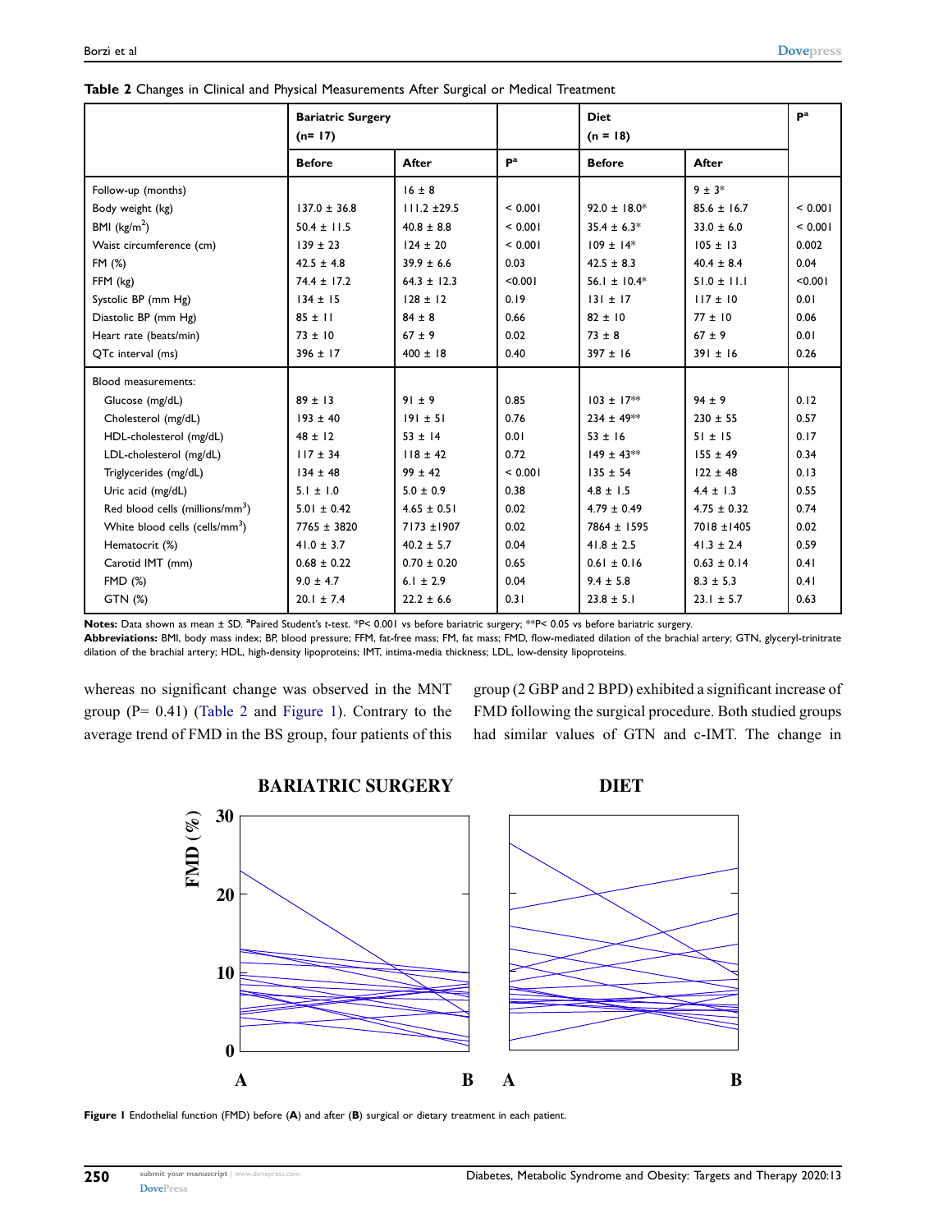**Table 2** Changes in Clinical and Physical Measurements After Surgical or Medical Treatment

| | Bariatric Surgery (n= 17) | | | Diet (n = 18) | | P[a] |
|---|---|---|---|---|---|---|
| | **Before** | **After** | **P[a]** | **Before** | **After** | |
| Follow-up (months) | | 16 ± 8 | | | 9 ± 3* | |
| Body weight (kg) | 137.0 ± 36.8 | 111.2 ±29.5 | < 0.001 | 92.0 ± 18.0* | 85.6 ± 16.7 | < 0.001 |
| BMI (kg/m$^2$) | 50.4 ± 11.5 | 40.8 ± 8.8 | < 0.001 | 35.4 ± 6.3* | 33.0 ± 6.0 | < 0.001 |
| Waist circumference (cm) | 139 ± 23 | 124 ± 20 | < 0.001 | 109 ± 14* | 105 ± 13 | 0.002 |
| FM (%) | 42.5 ± 4.8 | 39.9 ± 6.6 | 0.03 | 42.5 ± 8.3 | 40.4 ± 8.4 | 0.04 |
| FFM (kg) | 74.4 ± 17.2 | 64.3 ± 12.3 | <0.001 | 56.1 ± 10.4* | 51.0 ± 11.1 | <0.001 |
| Systolic BP (mm Hg) | 134 ± 15 | 128 ± 12 | 0.19 | 131 ± 17 | 117 ± 10 | 0.01 |
| Diastolic BP (mm Hg) | 85 ± 11 | 84 ± 8 | 0.66 | 82 ± 10 | 77 ± 10 | 0.06 |
| Heart rate (beats/min) | 73 ± 10 | 67 ± 9 | 0.02 | 73 ± 8 | 67 ± 9 | 0.01 |
| QTc interval (ms) | 396 ± 17 | 400 ± 18 | 0.40 | 397 ± 16 | 391 ± 16 | 0.26 |
| Blood measurements: | | | | | | |
| Glucose (mg/dL) | 89 ± 13 | 91 ± 9 | 0.85 | 103 ± 17** | 94 ± 9 | 0.12 |
| Cholesterol (mg/dL) | 193 ± 40 | 191 ± 51 | 0.76 | 234 ± 49** | 230 ± 55 | 0.57 |
| HDL-cholesterol (mg/dL) | 48 ± 12 | 53 ± 14 | 0.01 | 53 ± 16 | 51 ± 15 | 0.17 |
| LDL-cholesterol (mg/dL) | 117 ± 34 | 118 ± 42 | 0.72 | 149 ± 43** | 155 ± 49 | 0.34 |
| Triglycerides (mg/dL) | 134 ± 48 | 99 ± 42 | < 0.001 | 135 ± 54 | 122 ± 48 | 0.13 |
| Uric acid (mg/dL) | 5.1 ± 1.0 | 5.0 ± 0.9 | 0.38 | 4.8 ± 1.5 | 4.4 ± 1.3 | 0.55 |
| Red blood cells (millions/mm$^3$) | 5.01 ± 0.42 | 4.65 ± 0.51 | 0.02 | 4.79 ± 0.49 | 4.75 ± 0.32 | 0.74 |
| White blood cells (cells/mm$^3$) | 7765 ± 3820 | 7173 ±1907 | 0.02 | 7864 ± 1595 | 7018 ±1405 | 0.02 |
| Hematocrit (%) | 41.0 ± 3.7 | 40.2 ± 5.7 | 0.04 | 41.8 ± 2.5 | 41.3 ± 2.4 | 0.59 |
| Carotid IMT (mm) | 0.68 ± 0.22 | 0.70 ± 0.20 | 0.65 | 0.61 ± 0.16 | 0.63 ± 0.14 | 0.41 |
| FMD (%) | 9.0 ± 4.7 | 6.1 ± 2.9 | 0.04 | 9.4 ± 5.8 | 8.3 ± 5.3 | 0.41 |
| GTN (%) | 20.1 ± 7.4 | 22.2 ± 6.6 | 0.31 | 23.8 ± 5.1 | 23.1 ± 5.7 | 0.63 |

**Notes:** Data shown as mean ± SD. [a]Paired Student's *t*-test. *P< 0.001 vs before bariatric surgery; **P< 0.05 vs before bariatric surgery.

**Abbreviations:** BMI, body mass index; BP, blood pressure; FFM, fat-free mass; FM, fat mass; FMD, flow-mediated dilation of the brachial artery; GTN, glyceryl-trinitrate dilation of the brachial artery; HDL, high-density lipoproteins; IMT, intima-media thickness; LDL, low-density lipoproteins.

whereas no significant change was observed in the MNT group (P= 0.41) (Table 2 and Figure 1). Contrary to the average trend of FMD in the BS group, four patients of this group (2 GBP and 2 BPD) exhibited a significant increase of FMD following the surgical procedure. Both studied groups had similar values of GTN and c-IMT. The change in

**Figure 1** Endothelial function (FMD) before (**A**) and after (**B**) surgical or dietary treatment in each patient.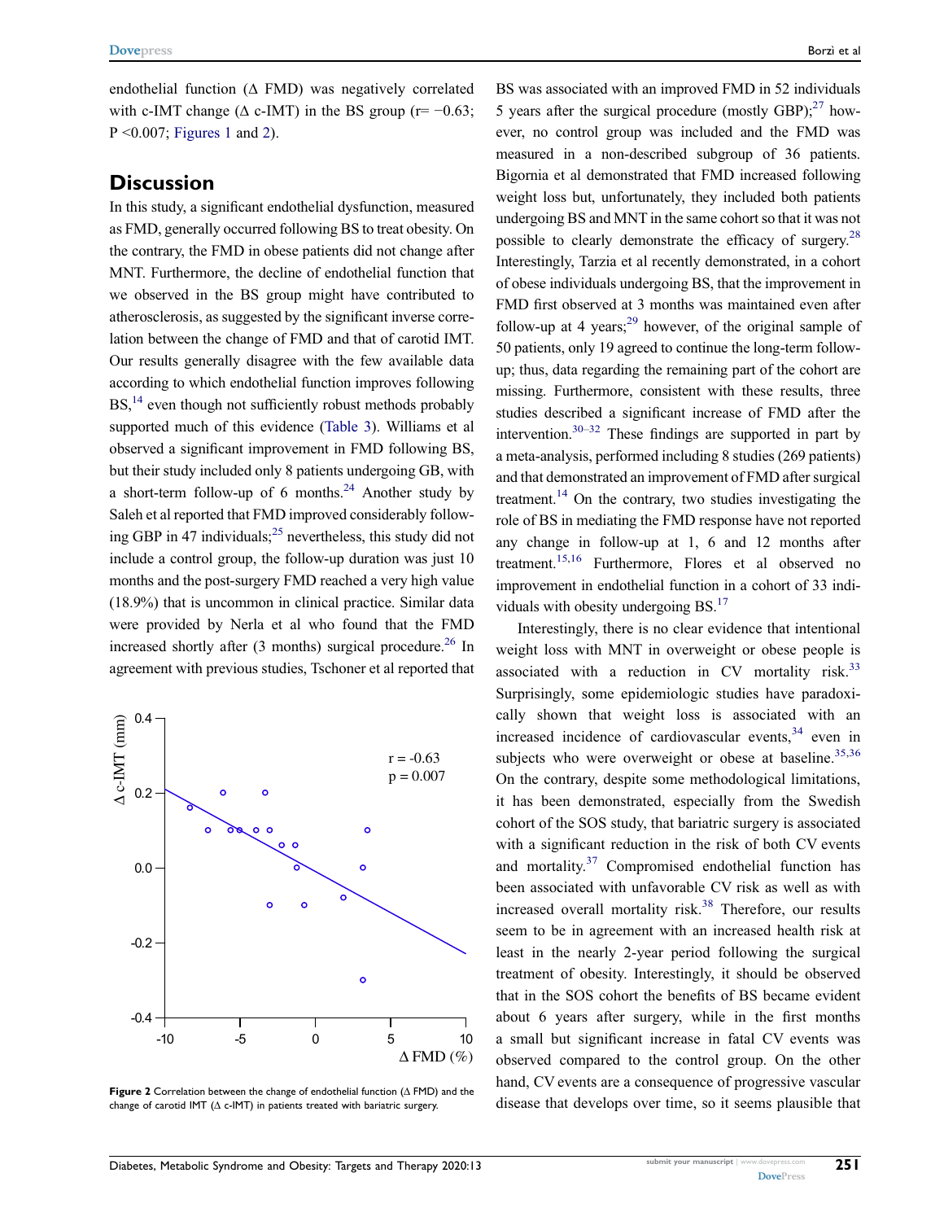endothelial function (Δ FMD) was negatively correlated with c-IMT change (Δ c-IMT) in the BS group ($r = -0.63$; $P < 0.007$; Figures 1 and 2).

## Discussion

In this study, a significant endothelial dysfunction, measured as FMD, generally occurred following BS to treat obesity. On the contrary, the FMD in obese patients did not change after MNT. Furthermore, the decline of endothelial function that we observed in the BS group might have contributed to atherosclerosis, as suggested by the significant inverse correlation between the change of FMD and that of carotid IMT. Our results generally disagree with the few available data according to which endothelial function improves following BS,[14] even though not sufficiently robust methods probably supported much of this evidence (Table 3). Williams et al observed a significant improvement in FMD following BS, but their study included only 8 patients undergoing GB, with a short-term follow-up of 6 months.[24] Another study by Saleh et al reported that FMD improved considerably following GBP in 47 individuals;[25] nevertheless, this study did not include a control group, the follow-up duration was just 10 months and the post-surgery FMD reached a very high value (18.9%) that is uncommon in clinical practice. Similar data were provided by Nerla et al who found that the FMD increased shortly after (3 months) surgical procedure.[26] In agreement with previous studies, Tschoner et al reported that BS was associated with an improved FMD in 52 individuals 5 years after the surgical procedure (mostly GBP);[27] however, no control group was included and the FMD was measured in a non-described subgroup of 36 patients. Bigornia et al demonstrated that FMD increased following weight loss but, unfortunately, they included both patients undergoing BS and MNT in the same cohort so that it was not possible to clearly demonstrate the efficacy of surgery.[28] Interestingly, Tarzia et al recently demonstrated, in a cohort of obese individuals undergoing BS, that the improvement in FMD first observed at 3 months was maintained even after follow-up at 4 years;[29] however, of the original sample of 50 patients, only 19 agreed to continue the long-term follow-up; thus, data regarding the remaining part of the cohort are missing. Furthermore, consistent with these results, three studies described a significant increase of FMD after the intervention.[30–32] These findings are supported in part by a meta-analysis, performed including 8 studies (269 patients) and that demonstrated an improvement of FMD after surgical treatment.[14] On the contrary, two studies investigating the role of BS in mediating the FMD response have not reported any change in follow-up at 1, 6 and 12 months after treatment.[15,16] Furthermore, Flores et al observed no improvement in endothelial function in a cohort of 33 individuals with obesity undergoing BS.[17]

Interestingly, there is no clear evidence that intentional weight loss with MNT in overweight or obese people is associated with a reduction in CV mortality risk.[33] Surprisingly, some epidemiologic studies have paradoxically shown that weight loss is associated with an increased incidence of cardiovascular events,[34] even in subjects who were overweight or obese at baseline.[35,36] On the contrary, despite some methodological limitations, it has been demonstrated, especially from the Swedish cohort of the SOS study, that bariatric surgery is associated with a significant reduction in the risk of both CV events and mortality.[37] Compromised endothelial function has been associated with unfavorable CV risk as well as with increased overall mortality risk.[38] Therefore, our results seem to be in agreement with an increased health risk at least in the nearly 2-year period following the surgical treatment of obesity. Interestingly, it should be observed that in the SOS cohort the benefits of BS became evident about 6 years after surgery, while in the first months a small but significant increase in fatal CV events was observed compared to the control group. On the other hand, CV events are a consequence of progressive vascular disease that develops over time, so it seems plausible that

**Figure 2** Correlation between the change of endothelial function (Δ FMD) and the change of carotid IMT (Δ c-IMT) in patients treated with bariatric surgery.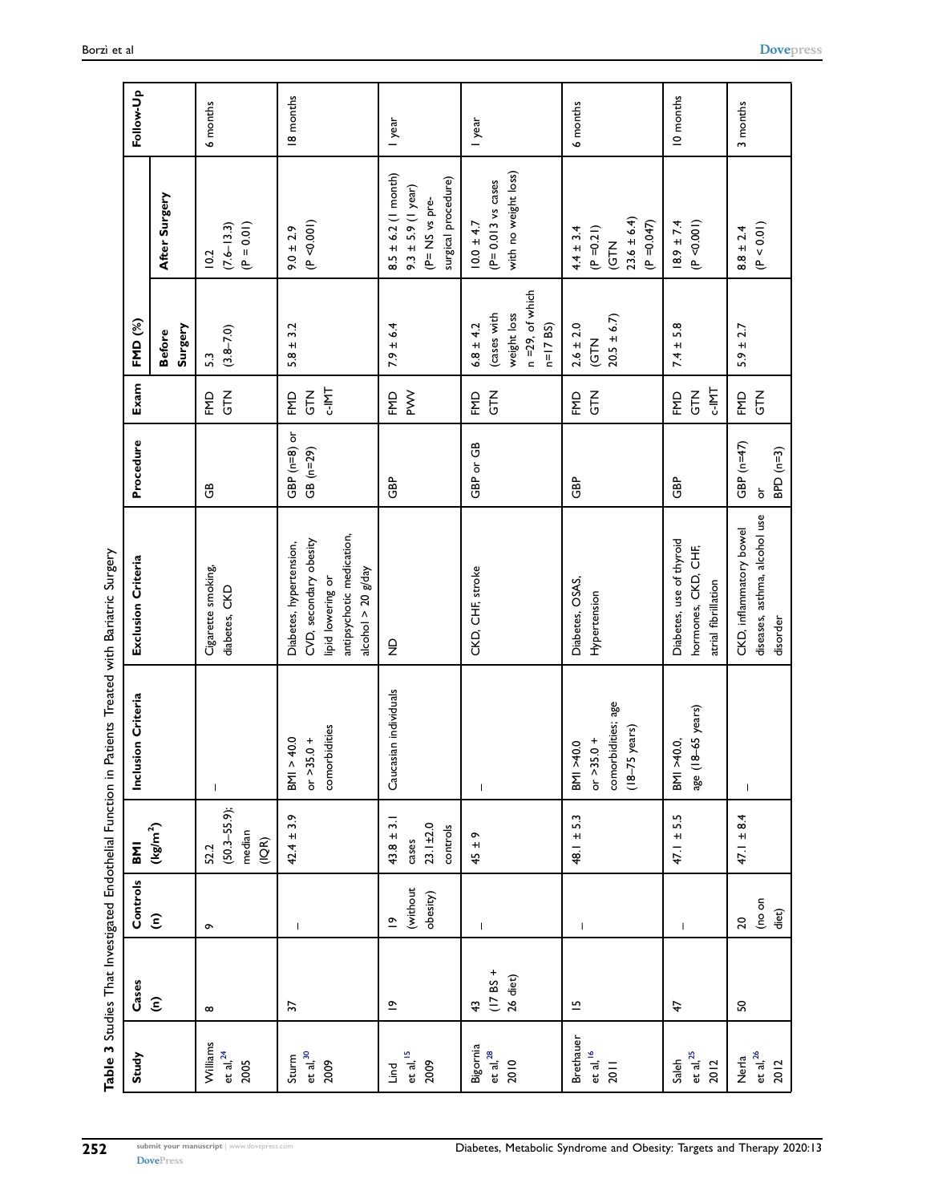**Table 3** Studies That Investigated Endothelial Function in Patients Treated with Bariatric Surgery

| Study | Cases (n) | Controls (n) | BMI ($kg/m^2$) | Inclusion Criteria | Exclusion Criteria | Procedure | Exam | FMD (%) | | Follow-Up |
|---|---|---|---|---|---|---|---|---|---|---|
| | | | | | | | | Before Surgery | After Surgery | |
| Williams et al,[24] 2005 | 8 | 9 | 52.2 (50.3–55.9); median (IQR) | – | Cigarette smoking, diabetes, CKD | GB | FMD GTN | 5.3 (3.8–7.0) | 10.2 (7.6–13.3) (P = 0.01) | 6 months |
| Sturm et al,[30] 2009 | 37 | – | 42.4 ± 3.9 | BMI > 40.0 or >35.0 + comorbidities | Diabetes, hypertension, CVD, secondary obesity lipid lowering or antipsychotic medication, alcohol > 20 g/day | GBP (n=8) or GB (n=29) | FMD GTN c-IMT | 5.8 ± 3.2 | 9.0 ± 2.9 (P <0.001) | 18 months |
| Lind et al,[15] 2009 | 19 | 19 (without obesity) | 43.8 ± 3.1 cases 23.1±2.0 controls | Caucasian individuals | ND | GBP | FMD PWV | 7.9 ± 6.4 | 8.5 ± 6.2 (1 month) 9.3 ± 5.9 (1 year) (P= NS vs pre-surgical procedure) | 1 year |
| Bigornia et al,[28] 2010 | 43 (17 BS + 26 diet) | – | 45 ± 9 | – | CKD, CHF, stroke | GBP or GB | FMD GTN | 6.8 ± 4.2 (cases with weight loss n =29, of which n=17 BS) | 10.0 ± 4.7 (P= 0.013 vs cases with no weight loss) | 1 year |
| Brethauer et al,[16] 2011 | 15 | – | 48.1 ± 5.3 | BMI >40.0 or >35.0 + comorbidities; age (18–75 years) | Diabetes, OSAS, Hypertension | GBP | FMD GTN | 2.6 ± 2.0 (GTN 20.5 ± 6.7) | 4.4 ± 3.4 (P =0.21) (GTN 23.6 ± 6.4) (P =0.047) | 6 months |
| Saleh et al,[25] 2012 | 47 | – | 47.1 ± 5.5 | BMI >40.0, age (18–65 years) | Diabetes, use of thyroid hormones, CKD, CHF, atrial fibrillation | GBP | FMD GTN c-IMT | 7.4 ± 5.8 | 18.9 ± 7.4 (P <0.001) | 10 months |
| Nerla et al,[26] 2012 | 50 | 20 (no on diet) | 47.1 ± 8.4 | – | CKD, inflammatory bowel diseases, asthma, alcohol use disorder | GBP (n=47) or BPD (n=3) | FMD GTN | 5.9 ± 2.7 | 8.8 ± 2.4 (P < 0.01) | 3 months |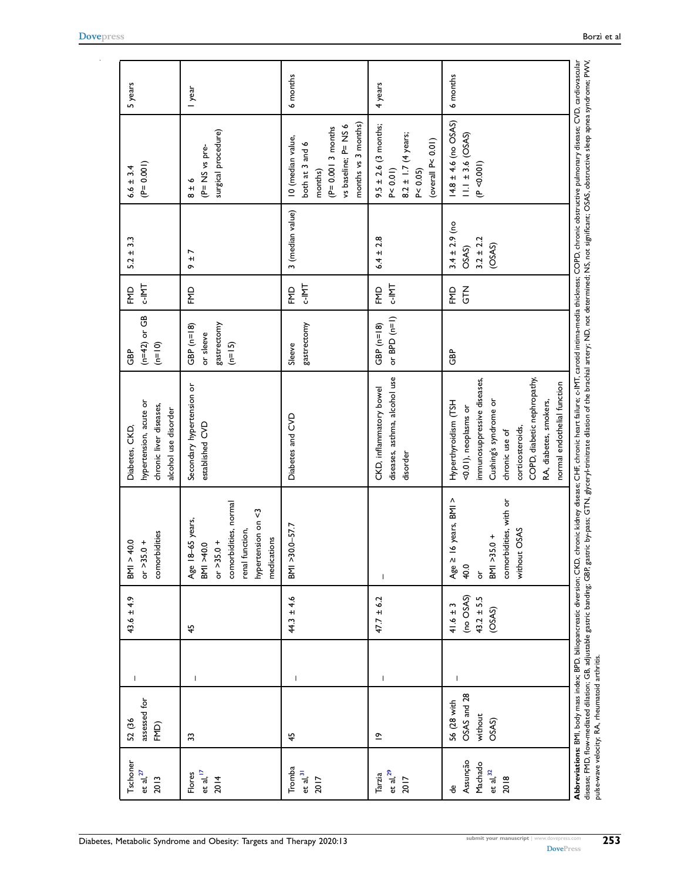| Tschoner et al,[27] 2013 | 52 (36 assessed for FMD) | – | 43.6 ± 4.9 | BMI > 40.0 or >35.0 + comorbidities | Diabetes, CKD, hypertension, acute or chronic liver diseases, alcohol use disorder | GBP (n=42) or GB (n=10) | FMD c-IMT | 5.2 ± 3.3 | 6.6 ± 3.4 (P= 0.001) | 5 years |
|---|---|---|---|---|---|---|---|---|---|---|
| Flores et al,[17] 2014 | 33 | – | 45 | Age 18–65 years, BMI >40.0 or >35.0 + comorbidities, normal renal function, hypertension on <3 medications | Secondary hypertension or established CVD | GBP (n=18) or sleeve gastrectomy (n=15) | FMD | 9 ± 7 | 8 ± 6 (P= NS vs pre-surgical procedure) | 1 year |
| Tromba et al,[31] 2017 | 45 | – | 44.3 ± 4.6 | BMI >30.0–57.7 | Diabetes and CVD | Sleeve gastrectomy | FMD c-IMT | 3 (median value) | 10 (median value, both at 3 and 6 months) (P= 0.001 3 months vs baseline; P= NS 6 months vs 3 months) | 6 months |
| Tarzia et al,[29] 2017 | 19 | – | 47.7 ± 6.2 | – | CKD, inflammatory bowel diseases, asthma, alcohol use disorder | GBP (n=18) or BPD (n=1) | FMD c-IMT | 6.4 ± 2.8 | 9.5 ± 2.6 (3 months; P< 0.01) 8.2 ± 1.7 (4 years; P< 0.05) (overall P< 0.01) | 4 years |
| de Assunção Machado et al,[32] 2018 | 56 (28 with OSAS and 28 without OSAS) | – | 41.6 ± 3 (no OSAS) 43.2 ± 5.5 (OSAS) | Age ≥ 16 years, BMI > 40.0 or BMI >35.0 + comorbidities, with or without OSAS | Hyperthyroidism (TSH <0.01), neoplasms or immunosuppressive diseases, Cushing's syndrome or chronic use of corticosteroids, COPD, diabetic nephropathy, RA, diabetes, smokers, normal endothelial function | GBP | FMD GTN | 3.4 ± 2.9 (no OSAS) 3.2 ± 2.2 (OSAS) | 14.8 ± 4.6 (no OSAS) 11.1 ± 3.6 (OSAS) (P <0.001) | 6 months |

**Abbreviations:** BMI, body mass index; BPD, biliopancreatic diversion; CKD, chronic kidney disease; CHF, chronic heart failure; c-IMT, carotid intima-media thickness; COPD, chronic obstructive pulmonary disease; CVD, cardiovascular disease; FMD, flow-mediated dilation; GB, adjustable gastric banding; GBP, gastric by-pass; GTN, glyceryl-trinitrate dilation of the brachial artery; ND, not determined; NS, not significant; OSAS, obstructive sleep apnea syndrome; PWV, pulse-wave velocity; RA, rheumatoid arthritis.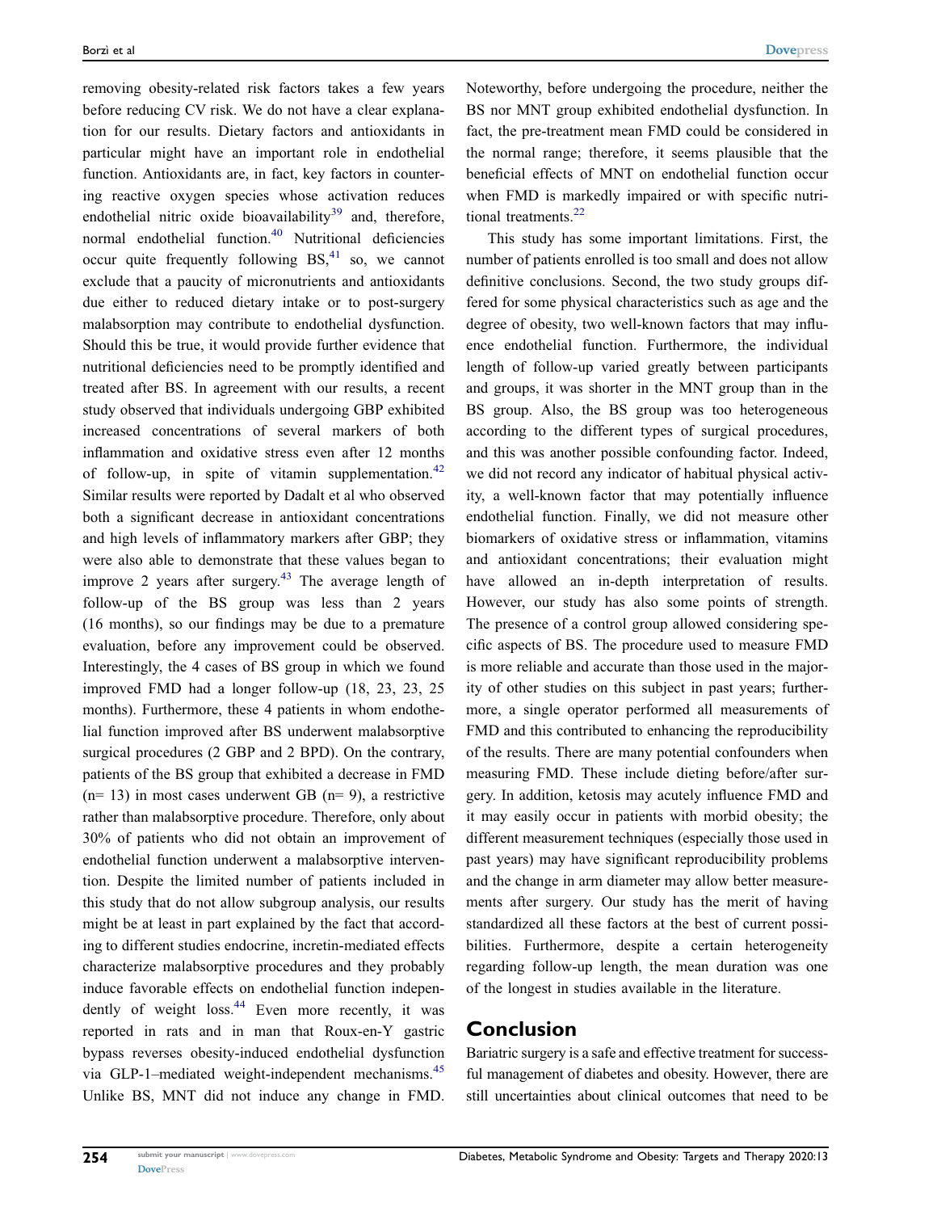removing obesity-related risk factors takes a few years before reducing CV risk. We do not have a clear explanation for our results. Dietary factors and antioxidants in particular might have an important role in endothelial function. Antioxidants are, in fact, key factors in countering reactive oxygen species whose activation reduces endothelial nitric oxide bioavailability[39] and, therefore, normal endothelial function.[40] Nutritional deficiencies occur quite frequently following BS,[41] so, we cannot exclude that a paucity of micronutrients and antioxidants due either to reduced dietary intake or to post-surgery malabsorption may contribute to endothelial dysfunction. Should this be true, it would provide further evidence that nutritional deficiencies need to be promptly identified and treated after BS. In agreement with our results, a recent study observed that individuals undergoing GBP exhibited increased concentrations of several markers of both inflammation and oxidative stress even after 12 months of follow-up, in spite of vitamin supplementation.[42] Similar results were reported by Dadalt et al who observed both a significant decrease in antioxidant concentrations and high levels of inflammatory markers after GBP; they were also able to demonstrate that these values began to improve 2 years after surgery.[43] The average length of follow-up of the BS group was less than 2 years (16 months), so our findings may be due to a premature evaluation, before any improvement could be observed. Interestingly, the 4 cases of BS group in which we found improved FMD had a longer follow-up (18, 23, 23, 25 months). Furthermore, these 4 patients in whom endothelial function improved after BS underwent malabsorptive surgical procedures (2 GBP and 2 BPD). On the contrary, patients of the BS group that exhibited a decrease in FMD (n= 13) in most cases underwent GB (n= 9), a restrictive rather than malabsorptive procedure. Therefore, only about 30% of patients who did not obtain an improvement of endothelial function underwent a malabsorptive intervention. Despite the limited number of patients included in this study that do not allow subgroup analysis, our results might be at least in part explained by the fact that according to different studies endocrine, incretin-mediated effects characterize malabsorptive procedures and they probably induce favorable effects on endothelial function independently of weight loss.[44] Even more recently, it was reported in rats and in man that Roux-en-Y gastric bypass reverses obesity-induced endothelial dysfunction via GLP-1–mediated weight-independent mechanisms.[45] Unlike BS, MNT did not induce any change in FMD. Noteworthy, before undergoing the procedure, neither the BS nor MNT group exhibited endothelial dysfunction. In fact, the pre-treatment mean FMD could be considered in the normal range; therefore, it seems plausible that the beneficial effects of MNT on endothelial function occur when FMD is markedly impaired or with specific nutritional treatments.[22]

This study has some important limitations. First, the number of patients enrolled is too small and does not allow definitive conclusions. Second, the two study groups differed for some physical characteristics such as age and the degree of obesity, two well-known factors that may influence endothelial function. Furthermore, the individual length of follow-up varied greatly between participants and groups, it was shorter in the MNT group than in the BS group. Also, the BS group was too heterogeneous according to the different types of surgical procedures, and this was another possible confounding factor. Indeed, we did not record any indicator of habitual physical activity, a well-known factor that may potentially influence endothelial function. Finally, we did not measure other biomarkers of oxidative stress or inflammation, vitamins and antioxidant concentrations; their evaluation might have allowed an in-depth interpretation of results. However, our study has also some points of strength. The presence of a control group allowed considering specific aspects of BS. The procedure used to measure FMD is more reliable and accurate than those used in the majority of other studies on this subject in past years; furthermore, a single operator performed all measurements of FMD and this contributed to enhancing the reproducibility of the results. There are many potential confounders when measuring FMD. These include dieting before/after surgery. In addition, ketosis may acutely influence FMD and it may easily occur in patients with morbid obesity; the different measurement techniques (especially those used in past years) may have significant reproducibility problems and the change in arm diameter may allow better measurements after surgery. Our study has the merit of having standardized all these factors at the best of current possibilities. Furthermore, despite a certain heterogeneity regarding follow-up length, the mean duration was one of the longest in studies available in the literature.

## Conclusion

Bariatric surgery is a safe and effective treatment for successful management of diabetes and obesity. However, there are still uncertainties about clinical outcomes that need to be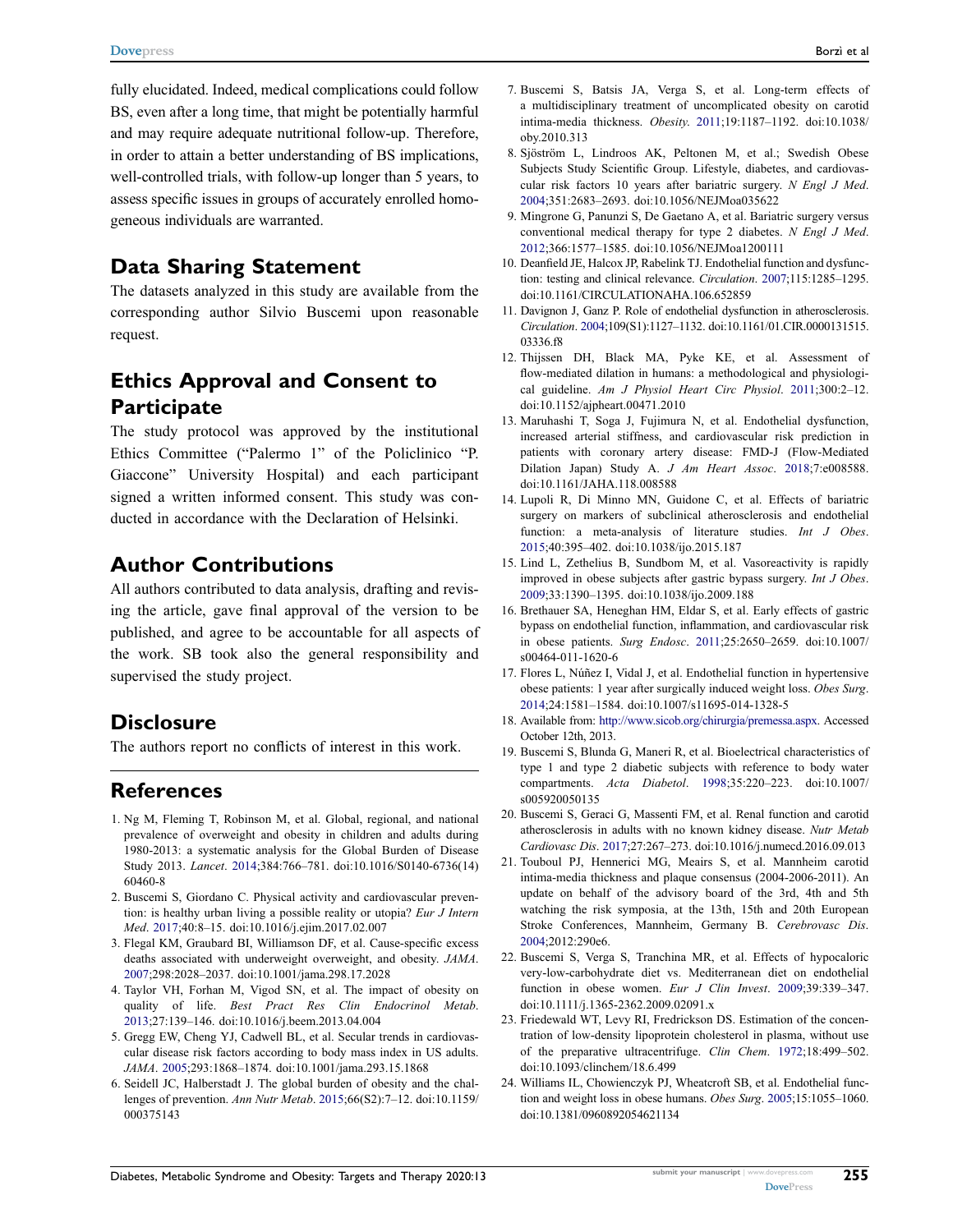fully elucidated. Indeed, medical complications could follow BS, even after a long time, that might be potentially harmful and may require adequate nutritional follow-up. Therefore, in order to attain a better understanding of BS implications, well-controlled trials, with follow-up longer than 5 years, to assess specific issues in groups of accurately enrolled homogeneous individuals are warranted.

## Data Sharing Statement

The datasets analyzed in this study are available from the corresponding author Silvio Buscemi upon reasonable request.

## Ethics Approval and Consent to Participate

The study protocol was approved by the institutional Ethics Committee ("Palermo 1" of the Policlinico "P. Giaccone" University Hospital) and each participant signed a written informed consent. This study was conducted in accordance with the Declaration of Helsinki.

## Author Contributions

All authors contributed to data analysis, drafting and revising the article, gave final approval of the version to be published, and agree to be accountable for all aspects of the work. SB took also the general responsibility and supervised the study project.

## Disclosure

The authors report no conflicts of interest in this work.

## References

1. Ng M, Fleming T, Robinson M, et al. Global, regional, and national prevalence of overweight and obesity in children and adults during 1980-2013: a systematic analysis for the Global Burden of Disease Study 2013. *Lancet*. 2014;384:766–781. doi:10.1016/S0140-6736(14)60460-8
2. Buscemi S, Giordano C. Physical activity and cardiovascular prevention: is healthy urban living a possible reality or utopia? *Eur J Intern Med*. 2017;40:8–15. doi:10.1016/j.ejim.2017.02.007
3. Flegal KM, Graubard BI, Williamson DF, et al. Cause-specific excess deaths associated with underweight overweight, and obesity. *JAMA*. 2007;298:2028–2037. doi:10.1001/jama.298.17.2028
4. Taylor VH, Forhan M, Vigod SN, et al. The impact of obesity on quality of life. *Best Pract Res Clin Endocrinol Metab*. 2013;27:139–146. doi:10.1016/j.beem.2013.04.004
5. Gregg EW, Cheng YJ, Cadwell BL, et al. Secular trends in cardiovascular disease risk factors according to body mass index in US adults. *JAMA*. 2005;293:1868–1874. doi:10.1001/jama.293.15.1868
6. Seidell JC, Halberstadt J. The global burden of obesity and the challenges of prevention. *Ann Nutr Metab*. 2015;66(S2):7–12. doi:10.1159/000375143
7. Buscemi S, Batsis JA, Verga S, et al. Long-term effects of a multidisciplinary treatment of uncomplicated obesity on carotid intima-media thickness. *Obesity*. 2011;19:1187–1192. doi:10.1038/oby.2010.313
8. Sjöström L, Lindroos AK, Peltonen M, et al.; Swedish Obese Subjects Study Scientific Group. Lifestyle, diabetes, and cardiovascular risk factors 10 years after bariatric surgery. *N Engl J Med*. 2004;351:2683–2693. doi:10.1056/NEJMoa035622
9. Mingrone G, Panunzi S, De Gaetano A, et al. Bariatric surgery versus conventional medical therapy for type 2 diabetes. *N Engl J Med*. 2012;366:1577–1585. doi:10.1056/NEJMoa1200111
10. Deanfield JE, Halcox JP, Rabelink TJ. Endothelial function and dysfunction: testing and clinical relevance. *Circulation*. 2007;115:1285–1295. doi:10.1161/CIRCULATIONAHA.106.652859
11. Davignon J, Ganz P. Role of endothelial dysfunction in atherosclerosis. *Circulation*. 2004;109(S1):1127–1132. doi:10.1161/01.CIR.0000131515.03336.f8
12. Thijssen DH, Black MA, Pyke KE, et al. Assessment of flow-mediated dilation in humans: a methodological and physiological guideline. *Am J Physiol Heart Circ Physiol*. 2011;300:2–12. doi:10.1152/ajpheart.00471.2010
13. Maruhashi T, Soga J, Fujimura N, et al. Endothelial dysfunction, increased arterial stiffness, and cardiovascular risk prediction in patients with coronary artery disease: FMD-J (Flow-Mediated Dilation Japan) Study A. *J Am Heart Assoc*. 2018;7:e008588. doi:10.1161/JAHA.118.008588
14. Lupoli R, Di Minno MN, Guidone C, et al. Effects of bariatric surgery on markers of subclinical atherosclerosis and endothelial function: a meta-analysis of literature studies. *Int J Obes*. 2015;40:395–402. doi:10.1038/ijo.2015.187
15. Lind L, Zethelius B, Sundbom M, et al. Vasoreactivity is rapidly improved in obese subjects after gastric bypass surgery. *Int J Obes*. 2009;33:1390–1395. doi:10.1038/ijo.2009.188
16. Brethauer SA, Heneghan HM, Eldar S, et al. Early effects of gastric bypass on endothelial function, inflammation, and cardiovascular risk in obese patients. *Surg Endosc*. 2011;25:2650–2659. doi:10.1007/s00464-011-1620-6
17. Flores L, Núñez I, Vidal J, et al. Endothelial function in hypertensive obese patients: 1 year after surgically induced weight loss. *Obes Surg*. 2014;24:1581–1584. doi:10.1007/s11695-014-1328-5
18. Available from: http://www.sicob.org/chirurgia/premessa.aspx. Accessed October 12th, 2013.
19. Buscemi S, Blunda G, Maneri R, et al. Bioelectrical characteristics of type 1 and type 2 diabetic subjects with reference to body water compartments. *Acta Diabetol*. 1998;35:220–223. doi:10.1007/s005920050135
20. Buscemi S, Geraci G, Massenti FM, et al. Renal function and carotid atherosclerosis in adults with no known kidney disease. *Nutr Metab Cardiovasc Dis*. 2017;27:267–273. doi:10.1016/j.numecd.2016.09.013
21. Touboul PJ, Hennerici MG, Meairs S, et al. Mannheim carotid intima-media thickness and plaque consensus (2004-2006-2011). An update on behalf of the advisory board of the 3rd, 4th and 5th watching the risk symposia, at the 13th, 15th and 20th European Stroke Conferences, Mannheim, Germany B. *Cerebrovasc Dis*. 2004;2012:290e6.
22. Buscemi S, Verga S, Tranchina MR, et al. Effects of hypocaloric very-low-carbohydrate diet vs. Mediterranean diet on endothelial function in obese women. *Eur J Clin Invest*. 2009;39:339–347. doi:10.1111/j.1365-2362.2009.02091.x
23. Friedewald WT, Levy RI, Fredrickson DS. Estimation of the concentration of low-density lipoprotein cholesterol in plasma, without use of the preparative ultracentrifuge. *Clin Chem*. 1972;18:499–502. doi:10.1093/clinchem/18.6.499
24. Williams IL, Chowienczyk PJ, Wheatcroft SB, et al. Endothelial function and weight loss in obese humans. *Obes Surg*. 2005;15:1055–1060. doi:10.1381/0960892054621134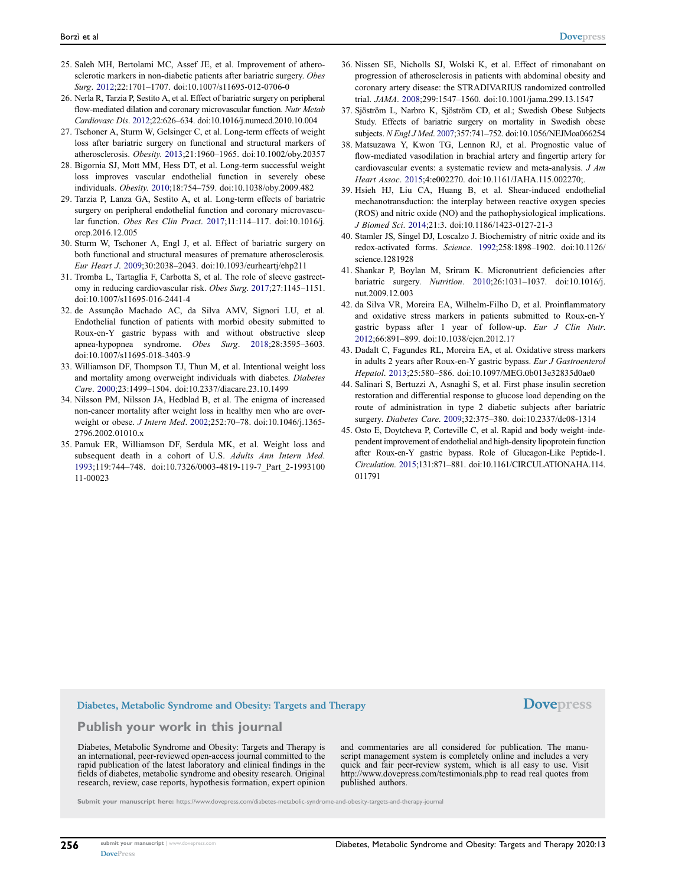25. Saleh MH, Bertolami MC, Assef JE, et al. Improvement of atherosclerotic markers in non-diabetic patients after bariatric surgery. *Obes Surg*. 2012;22:1701–1707. doi:10.1007/s11695-012-0706-0
26. Nerla R, Tarzia P, Sestito A, et al. Effect of bariatric surgery on peripheral flow-mediated dilation and coronary microvascular function. *Nutr Metab Cardiovasc Dis*. 2012;22:626–634. doi:10.1016/j.numecd.2010.10.004
27. Tschoner A, Sturm W, Gelsinger C, et al. Long-term effects of weight loss after bariatric surgery on functional and structural markers of atherosclerosis. *Obesity*. 2013;21:1960–1965. doi:10.1002/oby.20357
28. Bigornia SJ, Mott MM, Hess DT, et al. Long-term successful weight loss improves vascular endothelial function in severely obese individuals. *Obesity*. 2010;18:754–759. doi:10.1038/oby.2009.482
29. Tarzia P, Lanza GA, Sestito A, et al. Long-term effects of bariatric surgery on peripheral endothelial function and coronary microvascular function. *Obes Res Clin Pract*. 2017;11:114–117. doi:10.1016/j.orcp.2016.12.005
30. Sturm W, Tschoner A, Engl J, et al. Effect of bariatric surgery on both functional and structural measures of premature atherosclerosis. *Eur Heart J*. 2009;30:2038–2043. doi:10.1093/eurheartj/ehp211
31. Tromba L, Tartaglia F, Carbotta S, et al. The role of sleeve gastrectomy in reducing cardiovascular risk. *Obes Surg*. 2017;27:1145–1151. doi:10.1007/s11695-016-2441-4
32. de Assunção Machado AC, da Silva AMV, Signori LU, et al. Endothelial function of patients with morbid obesity submitted to Roux-en-Y gastric bypass with and without obstructive sleep apnea-hypopnea syndrome. *Obes Surg*. 2018;28:3595–3603. doi:10.1007/s11695-018-3403-9
33. Williamson DF, Thompson TJ, Thun M, et al. Intentional weight loss and mortality among overweight individuals with diabetes. *Diabetes Care*. 2000;23:1499–1504. doi:10.2337/diacare.23.10.1499
34. Nilsson PM, Nilsson JA, Hedblad B, et al. The enigma of increased non-cancer mortality after weight loss in healthy men who are overweight or obese. *J Intern Med*. 2002;252:70–78. doi:10.1046/j.1365-2796.2002.01010.x
35. Pamuk ER, Williamson DF, Serdula MK, et al. Weight loss and subsequent death in a cohort of U.S. Adults *Ann Intern Med*. 1993;119:744–748. doi:10.7326/0003-4819-119-7_Part_2-199310011-00023
36. Nissen SE, Nicholls SJ, Wolski K, et al. Effect of rimonabant on progression of atherosclerosis in patients with abdominal obesity and coronary artery disease: the STRADIVARIUS randomized controlled trial. *JAMA*. 2008;299:1547–1560. doi:10.1001/jama.299.13.1547
37. Sjöström L, Narbro K, Sjöström CD, et al.; Swedish Obese Subjects Study. Effects of bariatric surgery on mortality in Swedish obese subjects. *N Engl J Med*. 2007;357:741–752. doi:10.1056/NEJMoa066254
38. Matsuzawa Y, Kwon TG, Lennon RJ, et al. Prognostic value of flow-mediated vasodilation in brachial artery and fingertip artery for cardiovascular events: a systematic review and meta-analysis. *J Am Heart Assoc*. 2015;4:e002270. doi:10.1161/JAHA.115.002270;.
39. Hsieh HJ, Liu CA, Huang B, et al. Shear-induced endothelial mechanotransduction: the interplay between reactive oxygen species (ROS) and nitric oxide (NO) and the pathophysiological implications. *J Biomed Sci*. 2014;21:3. doi:10.1186/1423-0127-21-3
40. Stamler JS, Singel DJ, Loscalzo J. Biochemistry of nitric oxide and its redox-activated forms. *Science*. 1992;258:1898–1902. doi:10.1126/science.1281928
41. Shankar P, Boylan M, Sriram K. Micronutrient deficiencies after bariatric surgery. *Nutrition*. 2010;26:1031–1037. doi:10.1016/j.nut.2009.12.003
42. da Silva VR, Moreira EA, Wilhelm-Filho D, et al. Proinflammatory and oxidative stress markers in patients submitted to Roux-en-Y gastric bypass after 1 year of follow-up. *Eur J Clin Nutr*. 2012;66:891–899. doi:10.1038/ejcn.2012.17
43. Dadalt C, Fagundes RL, Moreira EA, et al. Oxidative stress markers in adults 2 years after Roux-en-Y gastric bypass. *Eur J Gastroenterol Hepatol*. 2013;25:580–586. doi:10.1097/MEG.0b013e32835d0ae0
44. Salinari S, Bertuzzi A, Asnaghi S, et al. First phase insulin secretion restoration and differential response to glucose load depending on the route of administration in type 2 diabetic subjects after bariatric surgery. *Diabetes Care*. 2009;32:375–380. doi:10.2337/dc08-1314
45. Osto E, Doytcheva P, Corteville C, et al. Rapid and body weight–independent improvement of endothelial and high-density lipoprotein function after Roux-en-Y gastric bypass. Role of Glucagon-Like Peptide-1. *Circulation*. 2015;131:871–881. doi:10.1161/CIRCULATIONAHA.114.011791

**Diabetes, Metabolic Syndrome and Obesity: Targets and Therapy**

**Dovepress**

## Publish your work in this journal

Diabetes, Metabolic Syndrome and Obesity: Targets and Therapy is an international, peer-reviewed open-access journal committed to the rapid publication of the latest laboratory and clinical findings in the fields of diabetes, metabolic syndrome and obesity research. Original research, review, case reports, hypothesis formation, expert opinion and commentaries are all considered for publication. The manuscript management system is completely online and includes a very quick and fair peer-review system, which is all easy to use. Visit http://www.dovepress.com/testimonials.php to read real quotes from published authors.

**Submit your manuscript here:** https://www.dovepress.com/diabetes-metabolic-syndrome-and-obesity-targets-and-therapy-journal